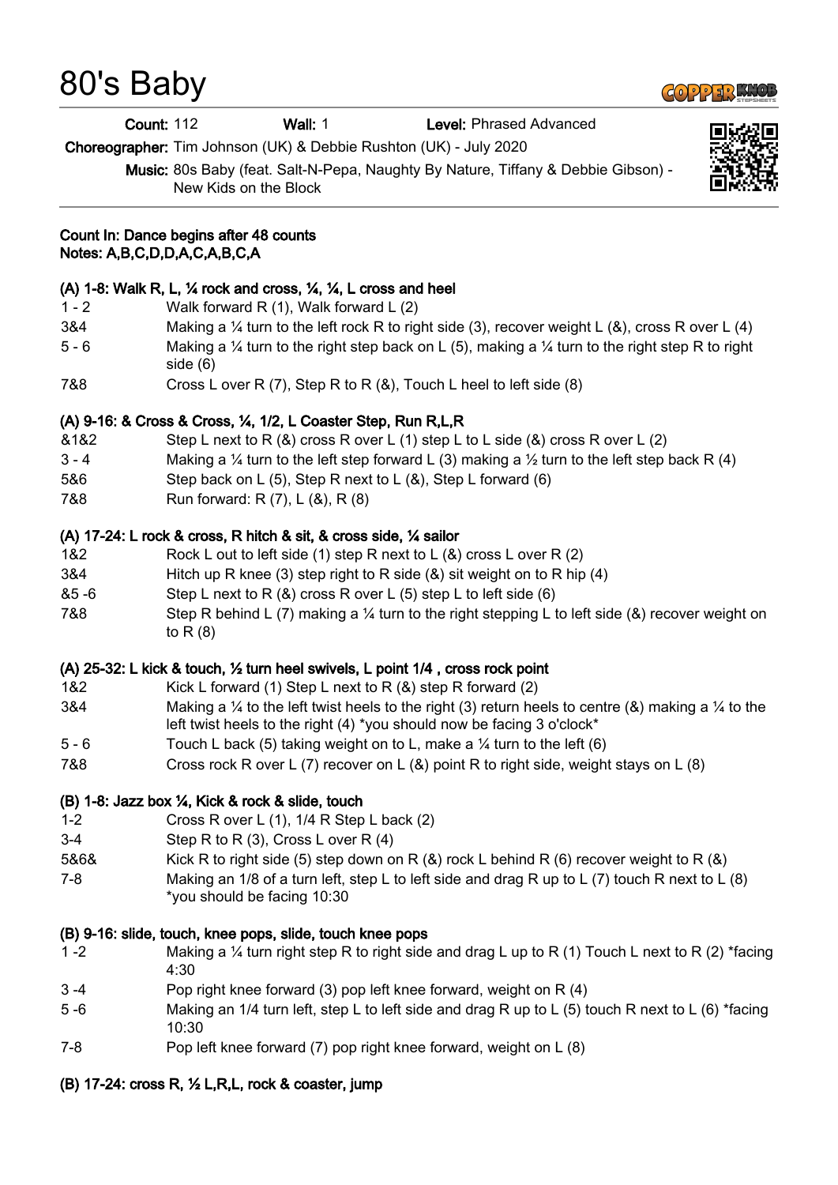# 80's Baby

**Count:** 112 **Wall:** 1 **Level:** Phrased Advanced

**Choreographer:** Tim Johnson (UK) & Debbie Rushton (UK) - July 2020

**Music:** 80s Baby (feat. Salt-N-Pepa, Naughty By Nature, Tiffany & Debbie Gibson) - New Kids on the Block

**Count In: Dance begins after 48 counts**
**Notes: A,B,C,D,D,A,C,A,B,C,A**

**(A) 1-8: Walk R, L, ¼ rock and cross, ¼, ¼, L cross and heel**

| | |
|---|---|
| 1 - 2 | Walk forward R (1), Walk forward L (2) |
| 3&4 | Making a ¼ turn to the left rock R to right side (3), recover weight L (&), cross R over L (4) |
| 5 - 6 | Making a ¼ turn to the right step back on L (5), making a ¼ turn to the right step R to right side (6) |
| 7&8 | Cross L over R (7), Step R to R (&), Touch L heel to left side (8) |

**(A) 9-16: & Cross & Cross, ¼, 1/2, L Coaster Step, Run R,L,R**

| | |
|---|---|
| &1&2 | Step L next to R (&) cross R over L (1) step L to L side (&) cross R over L (2) |
| 3 - 4 | Making a ¼ turn to the left step forward L (3) making a ½ turn to the left step back R (4) |
| 5&6 | Step back on L (5), Step R next to L (&), Step L forward (6) |
| 7&8 | Run forward: R (7), L (&), R (8) |

**(A) 17-24: L rock & cross, R hitch & sit, & cross side, ¼ sailor**

| | |
|---|---|
| 1&2 | Rock L out to left side (1) step R next to L (&) cross L over R (2) |
| 3&4 | Hitch up R knee (3) step right to R side (&) sit weight on to R hip (4) |
| &5 -6 | Step L next to R (&) cross R over L (5) step L to left side (6) |
| 7&8 | Step R behind L (7) making a ¼ turn to the right stepping L to left side (&) recover weight on to R (8) |

**(A) 25-32: L kick & touch, ½ turn heel swivels, L point 1/4 , cross rock point**

| | |
|---|---|
| 1&2 | Kick L forward (1) Step L next to R (&) step R forward (2) |
| 3&4 | Making a ¼ to the left twist heels to the right (3) return heels to centre (&) making a ¼ to the left twist heels to the right (4) *you should now be facing 3 o'clock* |
| 5 - 6 | Touch L back (5) taking weight on to L, make a ¼ turn to the left (6) |
| 7&8 | Cross rock R over L (7) recover on L (&) point R to right side, weight stays on L (8) |

**(B) 1-8: Jazz box ¼, Kick & rock & slide, touch**

| | |
|---|---|
| 1-2 | Cross R over L (1), 1/4 R Step L back (2) |
| 3-4 | Step R to R (3), Cross L over R (4) |
| 5&6& | Kick R to right side (5) step down on R (&) rock L behind R (6) recover weight to R (&) |
| 7-8 | Making an 1/8 of a turn left, step L to left side and drag R up to L (7) touch R next to L (8) *you should be facing 10:30 |

**(B) 9-16: slide, touch, knee pops, slide, touch knee pops**

| | |
|---|---|
| 1 -2 | Making a ¼ turn right step R to right side and drag L up to R (1) Touch L next to R (2) *facing 4:30 |
| 3 -4 | Pop right knee forward (3) pop left knee forward, weight on R (4) |
| 5 -6 | Making an 1/4 turn left, step L to left side and drag R up to L (5) touch R next to L (6) *facing 10:30 |
| 7-8 | Pop left knee forward (7) pop right knee forward, weight on L (8) |

**(B) 17-24: cross R, ½ L,R,L, rock & coaster, jump**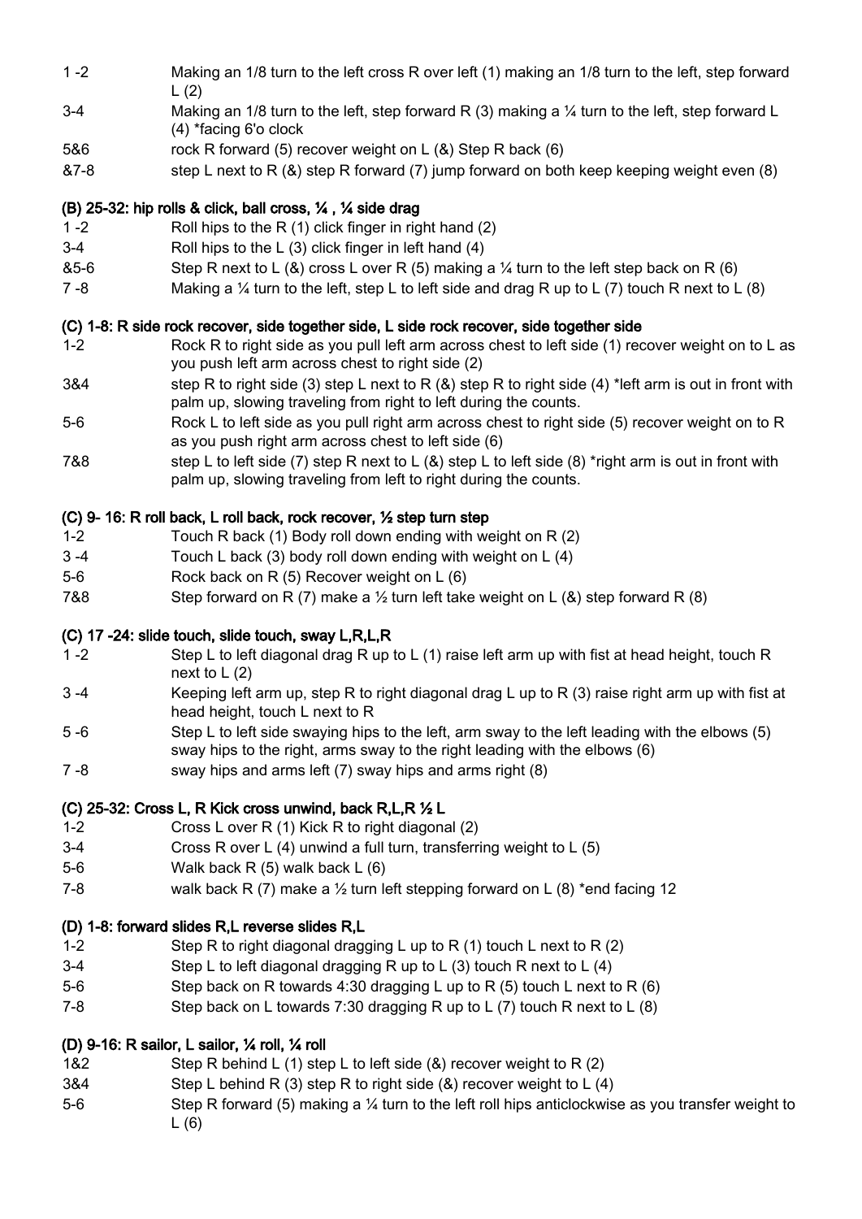| | |
|---|---|
| 1 -2 | Making an 1/8 turn to the left cross R over left (1) making an 1/8 turn to the left, step forward L (2) |
| 3-4 | Making an 1/8 turn to the left, step forward R (3) making a ¼ turn to the left, step forward L (4) *facing 6'o clock |
| 5&6 | rock R forward (5) recover weight on L (&) Step R back (6) |
| &7-8 | step L next to R (&) step R forward (7) jump forward on both keep keeping weight even (8) |

### (B) 25-32: hip rolls & click, ball cross, ¼ , ¼ side drag

| | |
|---|---|
| 1 -2 | Roll hips to the R (1) click finger in right hand (2) |
| 3-4 | Roll hips to the L (3) click finger in left hand (4) |
| &5-6 | Step R next to L (&) cross L over R (5) making a ¼ turn to the left step back on R (6) |
| 7 -8 | Making a ¼ turn to the left, step L to left side and drag R up to L (7) touch R next to L (8) |

### (C) 1-8: R side rock recover, side together side, L side rock recover, side together side

| | |
|---|---|
| 1-2 | Rock R to right side as you pull left arm across chest to left side (1) recover weight on to L as you push left arm across chest to right side (2) |
| 3&4 | step R to right side (3) step L next to R (&) step R to right side (4) *left arm is out in front with palm up, slowing traveling from right to left during the counts. |
| 5-6 | Rock L to left side as you pull right arm across chest to right side (5) recover weight on to R as you push right arm across chest to left side (6) |
| 7&8 | step L to left side (7) step R next to L (&) step L to left side (8) *right arm is out in front with palm up, slowing traveling from left to right during the counts. |

### (C) 9- 16: R roll back, L roll back, rock recover, ½ step turn step

| | |
|---|---|
| 1-2 | Touch R back (1) Body roll down ending with weight on R (2) |
| 3 -4 | Touch L back (3) body roll down ending with weight on L (4) |
| 5-6 | Rock back on R (5) Recover weight on L (6) |
| 7&8 | Step forward on R (7) make a ½ turn left take weight on L (&) step forward R (8) |

### (C) 17 -24: slide touch, slide touch, sway L,R,L,R

| | |
|---|---|
| 1 -2 | Step L to left diagonal drag R up to L (1) raise left arm up with fist at head height, touch R next to L (2) |
| 3 -4 | Keeping left arm up, step R to right diagonal drag L up to R (3) raise right arm up with fist at head height, touch L next to R |
| 5 -6 | Step L to left side swaying hips to the left, arm sway to the left leading with the elbows (5) sway hips to the right, arms sway to the right leading with the elbows (6) |
| 7 -8 | sway hips and arms left (7) sway hips and arms right (8) |

### (C) 25-32: Cross L, R Kick cross unwind, back R,L,R ½ L

| | |
|---|---|
| 1-2 | Cross L over R (1) Kick R to right diagonal (2) |
| 3-4 | Cross R over L (4) unwind a full turn, transferring weight to L (5) |
| 5-6 | Walk back R (5) walk back L (6) |
| 7-8 | walk back R (7) make a ½ turn left stepping forward on L (8) *end facing 12 |

### (D) 1-8: forward slides R,L reverse slides R,L

| | |
|---|---|
| 1-2 | Step R to right diagonal dragging L up to R (1) touch L next to R (2) |
| 3-4 | Step L to left diagonal dragging R up to L (3) touch R next to L (4) |
| 5-6 | Step back on R towards 4:30 dragging L up to R (5) touch L next to R (6) |
| 7-8 | Step back on L towards 7:30 dragging R up to L (7) touch R next to L (8) |

### (D) 9-16: R sailor, L sailor, ¼ roll, ¼ roll

| | |
|---|---|
| 1&2 | Step R behind L (1) step L to left side (&) recover weight to R (2) |
| 3&4 | Step L behind R (3) step R to right side (&) recover weight to L (4) |
| 5-6 | Step R forward (5) making a ¼ turn to the left roll hips anticlockwise as you transfer weight to L (6) |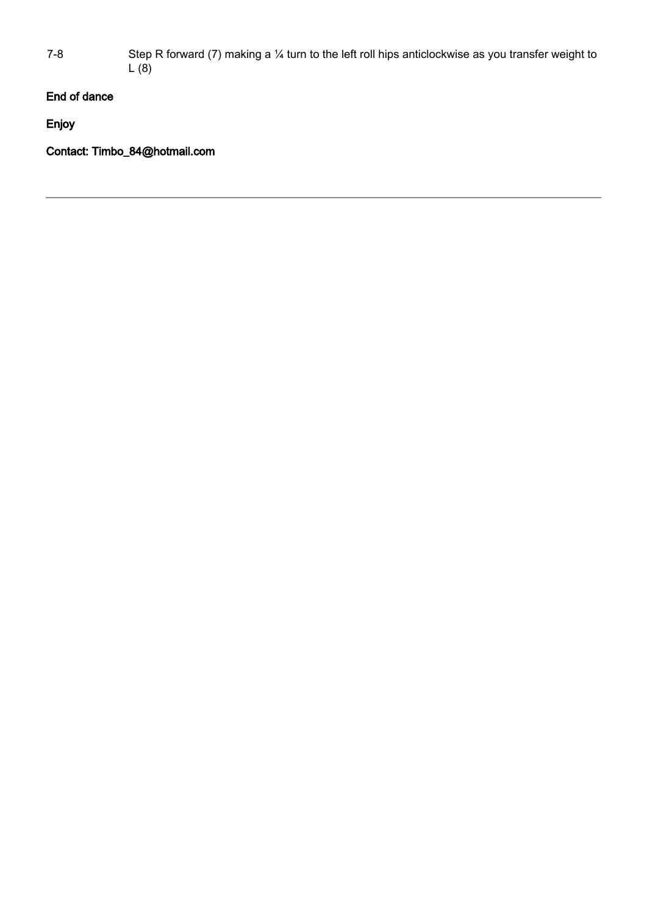7-8 Step R forward (7) making a ¼ turn to the left roll hips anticlockwise as you transfer weight to L (8)

**End of dance**

**Enjoy**

**Contact: Timbo_84@hotmail.com**

---